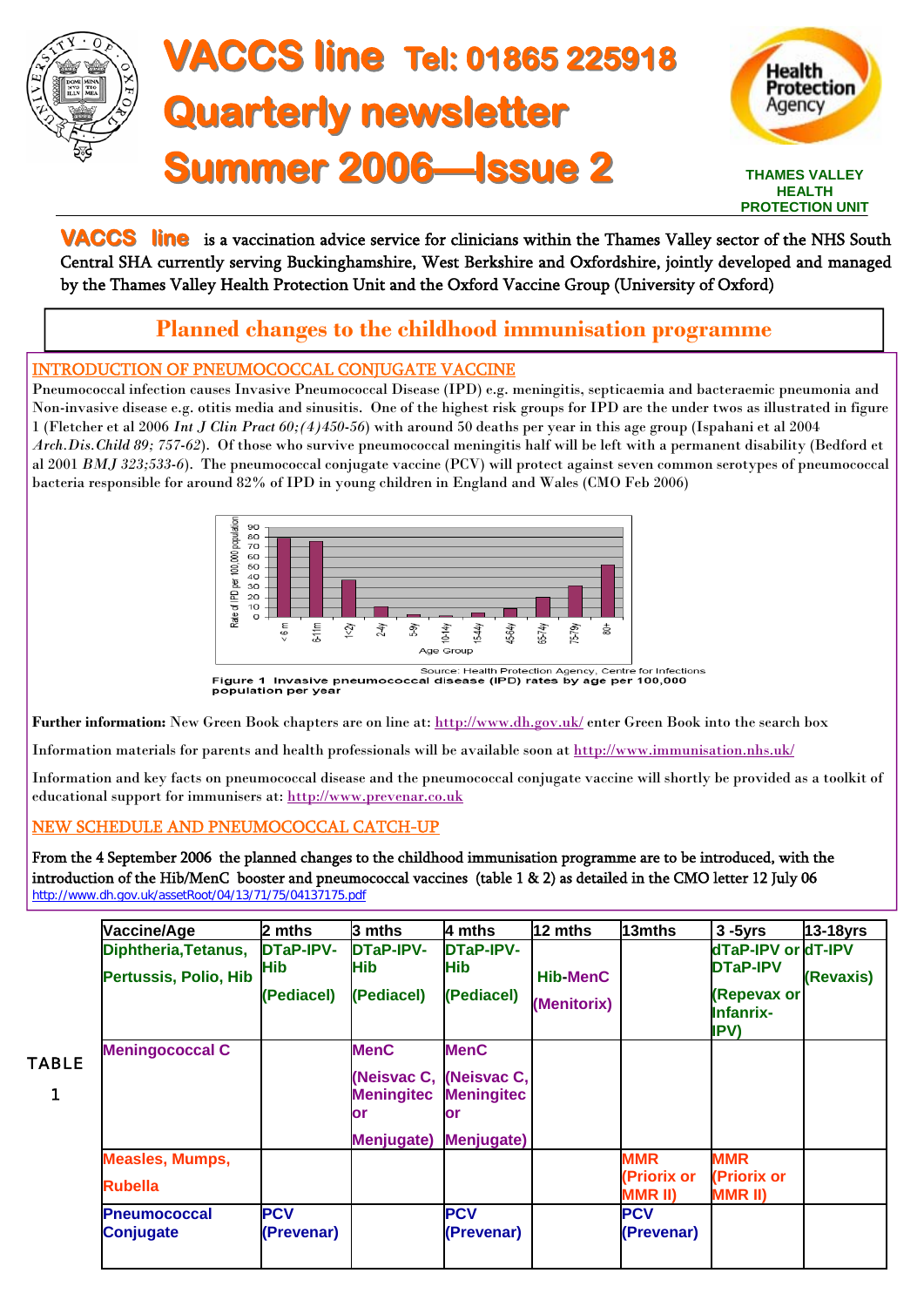# VACCS line Tel: 01865 225918

# Quarterly newsletter

# Summer 2006—Issue 2

THAMES VALLEY HEALTH PROTECTION UNIT

**VACCS line** is a vaccination advice service for clinicians within the Thames Valley sector of the NHS South Central SHA currently serving Buckinghamshire, West Berkshire and Oxfordshire, jointly developed and managed by the Thames Valley Health Protection Unit and the Oxford Vaccine Group (University of Oxford)

## Planned changes to the childhood immunisation programme

### INTRODUCTION OF PNEUMOCOCCAL CONJUGATE VACCINE

Pneumococcal infection causes Invasive Pneumococcal Disease (IPD) e.g. meningitis, septicaemia and bacteraemic pneumonia and Non-invasive disease e.g. otitis media and sinusitis. One of the highest risk groups for IPD are the under twos as illustrated in figure 1 (Fletcher et al 2006 *Int J Clin Pract 60;(4)450-56*) with around 50 deaths per year in this age group (Ispahani et al 2004 *Arch.Dis.Child 89; 757-62*). Of those who survive pneumococcal meningitis half will be left with a permanent disability (Bedford et al 2001 *BMJ 323;533-6*). The pneumococcal conjugate vaccine (PCV) will protect against seven common serotypes of pneumococcal bacteria responsible for around 82% of IPD in young children in England and Wales (CMO Feb 2006)

Source: Health Protection Agency, Centre for Infections

Figure 1 Invasive pneumococcal disease (IPD) rates by age per 100,000 population per year

**Further information:** New Green Book chapters are on line at: http://www.dh.gov.uk/ enter Green Book into the search box

Information materials for parents and health professionals will be available soon at http://www.immunisation.nhs.uk/

Information and key facts on pneumococcal disease and the pneumococcal conjugate vaccine will shortly be provided as a toolkit of educational support for immunisers at: http://www.prevenar.co.uk

### NEW SCHEDULE AND PNEUMOCOCCAL CATCH-UP

From the 4 September 2006 the planned changes to the childhood immunisation programme are to be introduced, with the introduction of the Hib/MenC booster and pneumococcal vaccines (table 1 & 2) as detailed in the CMO letter 12 July 06 http://www.dh.gov.uk/assetRoot/04/13/71/75/04137175.pdf

TABLE 1

| Vaccine/Age | 2 mths | 3 mths | 4 mths | 12 mths | 13mths | 3 -5yrs | 13-18yrs |
|---|---|---|---|---|---|---|---|
| Diphtheria,Tetanus, Pertussis, Polio, Hib | DTaP-IPV-Hib (Pediacel) | DTaP-IPV-Hib (Pediacel) | DTaP-IPV-Hib (Pediacel) | Hib-MenC (Menitorix) | | dTaP-IPV or DTaP-IPV (Repevax or Infanrix-IPV) | dT-IPV (Revaxis) |
| Meningococcal C | | MenC (Neisvac C, Meningitec or Menjugate) | MenC (Neisvac C, Meningitec or Menjugate) | | | | |
| Measles, Mumps, Rubella | | | | | MMR (Priorix or MMR II) | MMR (Priorix or MMR II) | |
| Pneumococcal Conjugate | PCV (Prevenar) | | PCV (Prevenar) | | PCV (Prevenar) | | |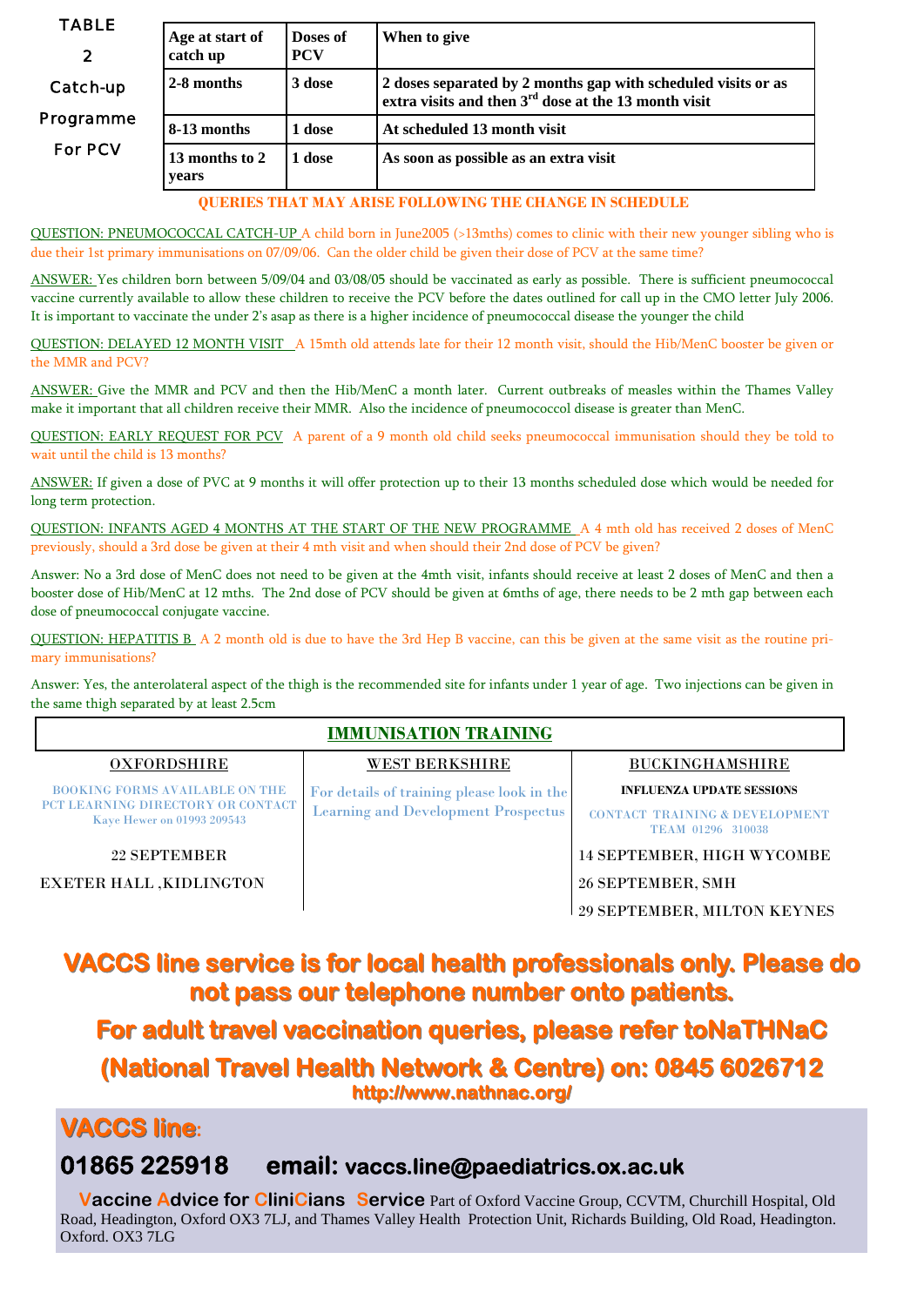**TABLE 2 Catch-up Programme For PCV**

| Age at start of catch up | Doses of PCV | When to give |
|---|---|---|
| 2-8 months | 3 dose | 2 doses separated by 2 months gap with scheduled visits or as extra visits and then 3rd dose at the 13 month visit |
| 8-13 months | 1 dose | At scheduled 13 month visit |
| 13 months to 2 years | 1 dose | As soon as possible as an extra visit |

## QUERIES THAT MAY ARISE FOLLOWING THE CHANGE IN SCHEDULE

QUESTION: PNEUMOCOCCAL CATCH-UP A child born in June2005 (>13mths) comes to clinic with their new younger sibling who is due their 1st primary immunisations on 07/09/06. Can the older child be given their dose of PCV at the same time?

ANSWER: Yes children born between 5/09/04 and 03/08/05 should be vaccinated as early as possible. There is sufficient pneumococcal vaccine currently available to allow these children to receive the PCV before the dates outlined for call up in the CMO letter July 2006. It is important to vaccinate the under 2's asap as there is a higher incidence of pneumococcal disease the younger the child

QUESTION: DELAYED 12 MONTH VISIT A 15mth old attends late for their 12 month visit, should the Hib/MenC booster be given or the MMR and PCV?

ANSWER: Give the MMR and PCV and then the Hib/MenC a month later. Current outbreaks of measles within the Thames Valley make it important that all children receive their MMR. Also the incidence of pneumococcol disease is greater than MenC.

QUESTION: EARLY REQUEST FOR PCV A parent of a 9 month old child seeks pneumococcal immunisation should they be told to wait until the child is 13 months?

ANSWER: If given a dose of PVC at 9 months it will offer protection up to their 13 months scheduled dose which would be needed for long term protection.

QUESTION: INFANTS AGED 4 MONTHS AT THE START OF THE NEW PROGRAMME A 4 mth old has received 2 doses of MenC previously, should a 3rd dose be given at their 4 mth visit and when should their 2nd dose of PCV be given?

Answer: No a 3rd dose of MenC does not need to be given at the 4mth visit, infants should receive at least 2 doses of MenC and then a booster dose of Hib/MenC at 12 mths. The 2nd dose of PCV should be given at 6mths of age, there needs to be 2 mth gap between each dose of pneumococcal conjugate vaccine.

QUESTION: HEPATITIS B A 2 month old is due to have the 3rd Hep B vaccine, can this be given at the same visit as the routine primary immunisations?

Answer: Yes, the anterolateral aspect of the thigh is the recommended site for infants under 1 year of age. Two injections can be given in the same thigh separated by at least 2.5cm

## IMMUNISATION TRAINING

**OXFORDSHIRE**

BOOKING FORMS AVAILABLE ON THE PCT LEARNING DIRECTORY OR CONTACT Kaye Hewer on 01993 209543

22 SEPTEMBER

EXETER HALL ,KIDLINGTON

**WEST BERKSHIRE**

For details of training please look in the Learning and Development Prospectus

**BUCKINGHAMSHIRE**

INFLUENZA UPDATE SESSIONS

CONTACT TRAINING & DEVELOPMENT TEAM 01296 310038

14 SEPTEMBER, HIGH WYCOMBE

26 SEPTEMBER, SMH

29 SEPTEMBER, MILTON KEYNES

**VACCS line service is for local health professionals only. Please do not pass our telephone number onto patients.**

**For adult travel vaccination queries, please refer toNaTHNaC (National Travel Health Network & Centre) on: 0845 6026712**

**http://www.nathnac.org/**

## VACCS line:

**01865 225918 email: vaccs.line@paediatrics.ox.ac.uk**

**Vaccine Advice for CliniCians Service** Part of Oxford Vaccine Group, CCVTM, Churchill Hospital, Old Road, Headington, Oxford OX3 7LJ, and Thames Valley Health Protection Unit, Richards Building, Old Road, Headington. Oxford. OX3 7LG